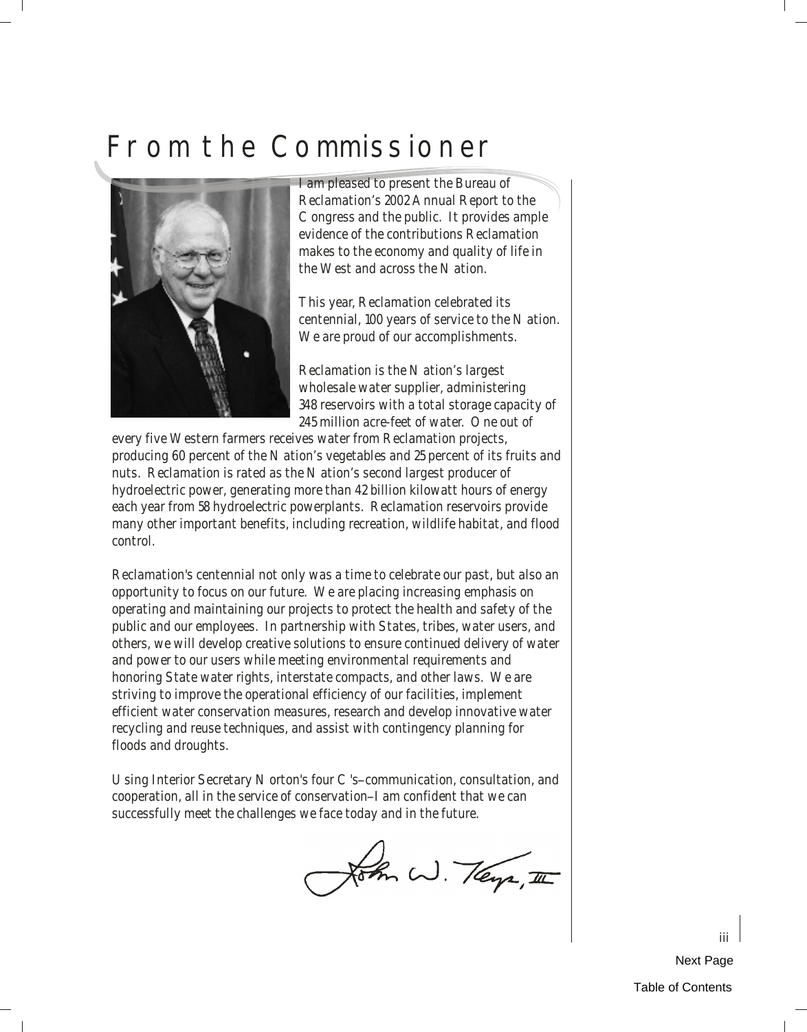# From the Commissioner

I am pleased to present the Bureau of Reclamation's 2002 Annual Report to the Congress and the public. It provides ample evidence of the contributions Reclamation makes to the economy and quality of life in the West and across the Nation.

This year, Reclamation celebrated its centennial, 100 years of service to the Nation. We are proud of our accomplishments.

Reclamation is the Nation's largest wholesale water supplier, administering 348 reservoirs with a total storage capacity of 245 million acre-feet of water. One out of every five Western farmers receives water from Reclamation projects, producing 60 percent of the Nation's vegetables and 25 percent of its fruits and nuts. Reclamation is rated as the Nation's second largest producer of hydroelectric power, generating more than 42 billion kilowatt hours of energy each year from 58 hydroelectric powerplants. Reclamation reservoirs provide many other important benefits, including recreation, wildlife habitat, and flood control.

Reclamation's centennial not only was a time to celebrate our past, but also an opportunity to focus on our future. We are placing increasing emphasis on operating and maintaining our projects to protect the health and safety of the public and our employees. In partnership with States, tribes, water users, and others, we will develop creative solutions to ensure continued delivery of water and power to our users while meeting environmental requirements and honoring State water rights, interstate compacts, and other laws. We are striving to improve the operational efficiency of our facilities, implement efficient water conservation measures, research and develop innovative water recycling and reuse techniques, and assist with contingency planning for floods and droughts.

Using Interior Secretary Norton's four C's–communication, consultation, and cooperation, all in the service of conservation–I am confident that we can successfully meet the challenges we face today and in the future.

John W. Keys, III

Next Page

Table of Contents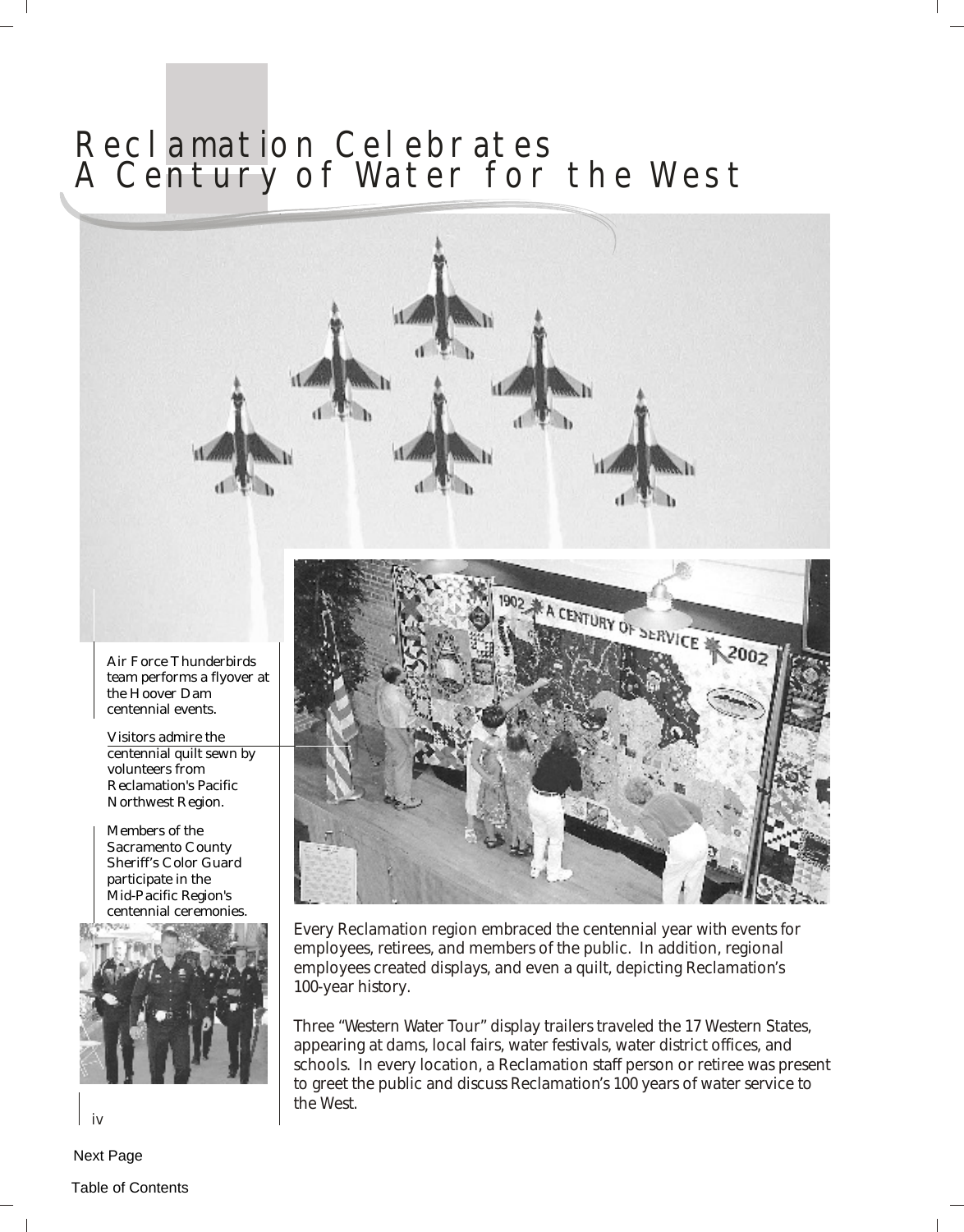# Reclamation Celebrates A Century of Water for the West

Air Force Thunderbirds team performs a flyover at the Hoover Dam centennial events.

Visitors admire the centennial quilt sewn by volunteers from Reclamation's Pacific Northwest Region.

Members of the Sacramento County Sheriff's Color Guard participate in the Mid-Pacific Region's centennial ceremonies.

Every Reclamation region embraced the centennial year with events for employees, retirees, and members of the public. In addition, regional employees created displays, and even a quilt, depicting Reclamation's 100-year history.

Three "Western Water Tour" display trailers traveled the 17 Western States, appearing at dams, local fairs, water festivals, water district offices, and schools. In every location, a Reclamation staff person or retiree was present to greet the public and discuss Reclamation's 100 years of water service to the West.

Next Page

Table of Contents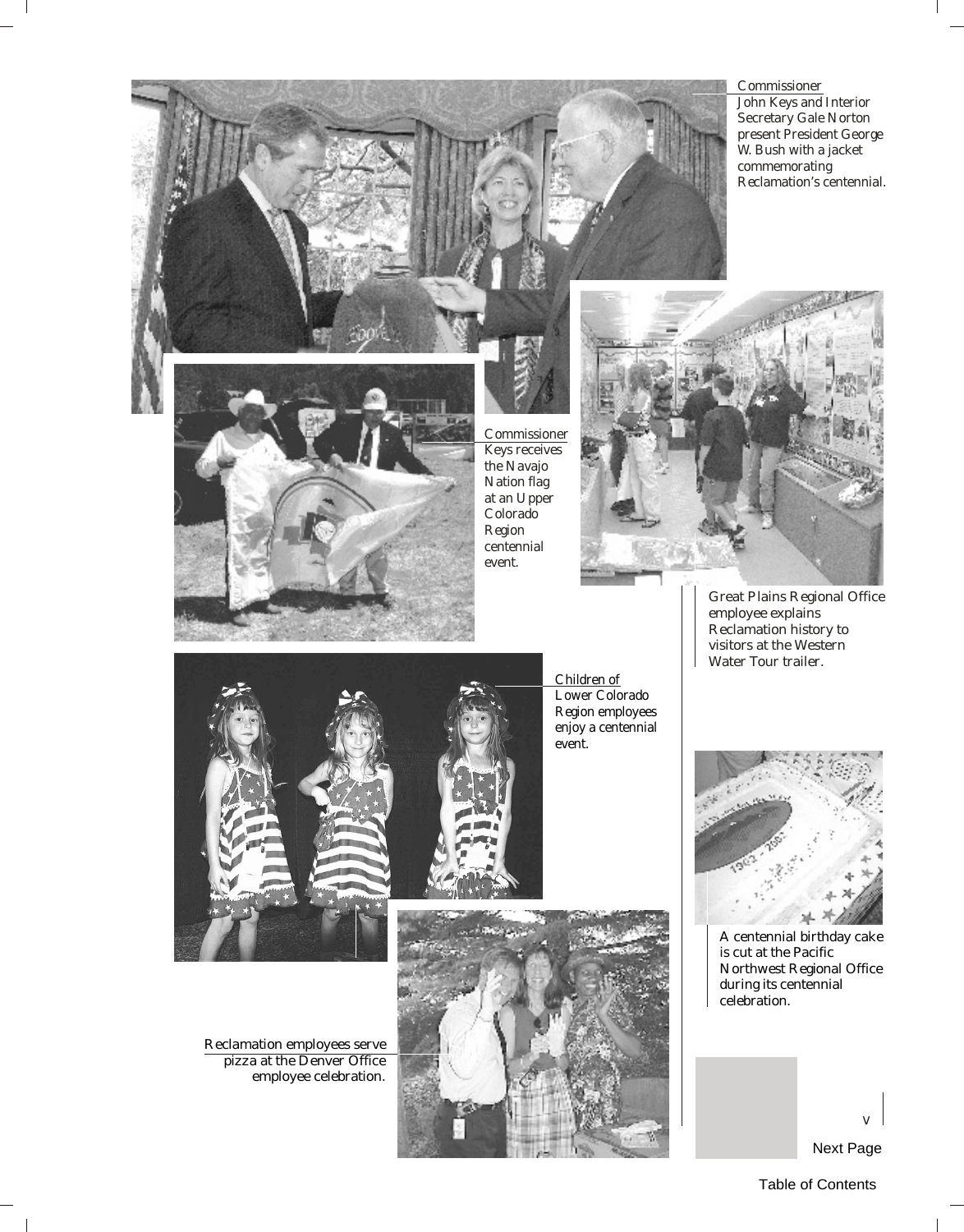Commissioner John Keys and Interior Secretary Gale Norton present President George W. Bush with a jacket commemorating Reclamation's centennial.

Commissioner Keys receives the Navajo Nation flag at an Upper Colorado Region centennial event.

Great Plains Regional Office employee explains Reclamation history to visitors at the Western Water Tour trailer.

Children of Lower Colorado Region employees enjoy a centennial event.

A centennial birthday cake is cut at the Pacific Northwest Regional Office during its centennial celebration.

Reclamation employees serve pizza at the Denver Office employee celebration.

Next Page

Table of Contents